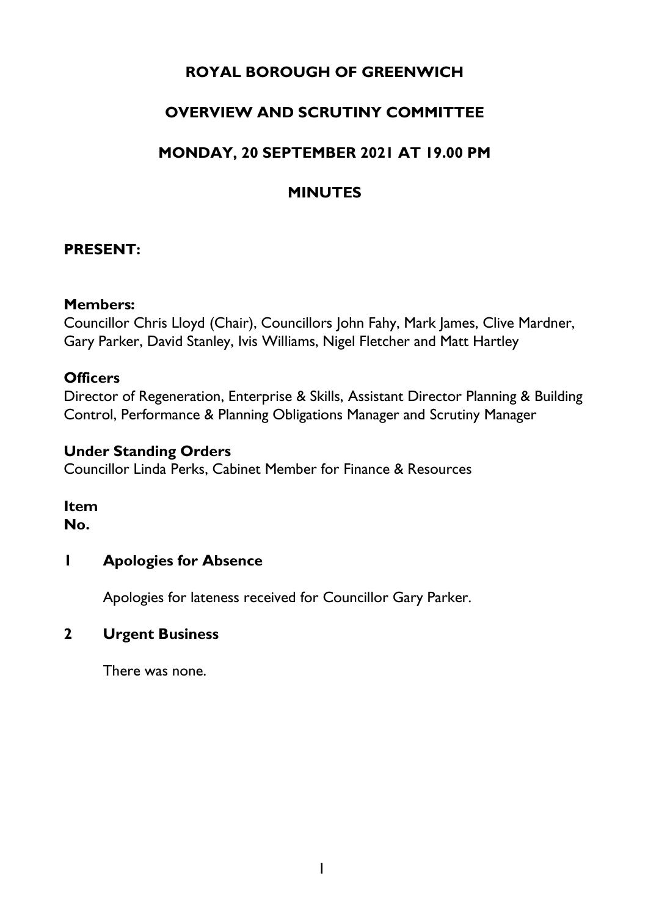# ROYAL BOROUGH OF GREENWICH

# OVERVIEW AND SCRUTINY COMMITTEE

# MONDAY, 20 SEPTEMBER 2021 AT 19.00 PM

# MINUTES

## PRESENT:

### Members:

Councillor Chris Lloyd (Chair), Councillors John Fahy, Mark James, Clive Mardner, Gary Parker, David Stanley, Ivis Williams, Nigel Fletcher and Matt Hartley

### Officers

Director of Regeneration, Enterprise & Skills, Assistant Director Planning & Building Control, Performance & Planning Obligations Manager and Scrutiny Manager

### Under Standing Orders

Councillor Linda Perks, Cabinet Member for Finance & Resources

**Item No.**

### 1 Apologies for Absence

Apologies for lateness received for Councillor Gary Parker.

### 2 Urgent Business

There was none.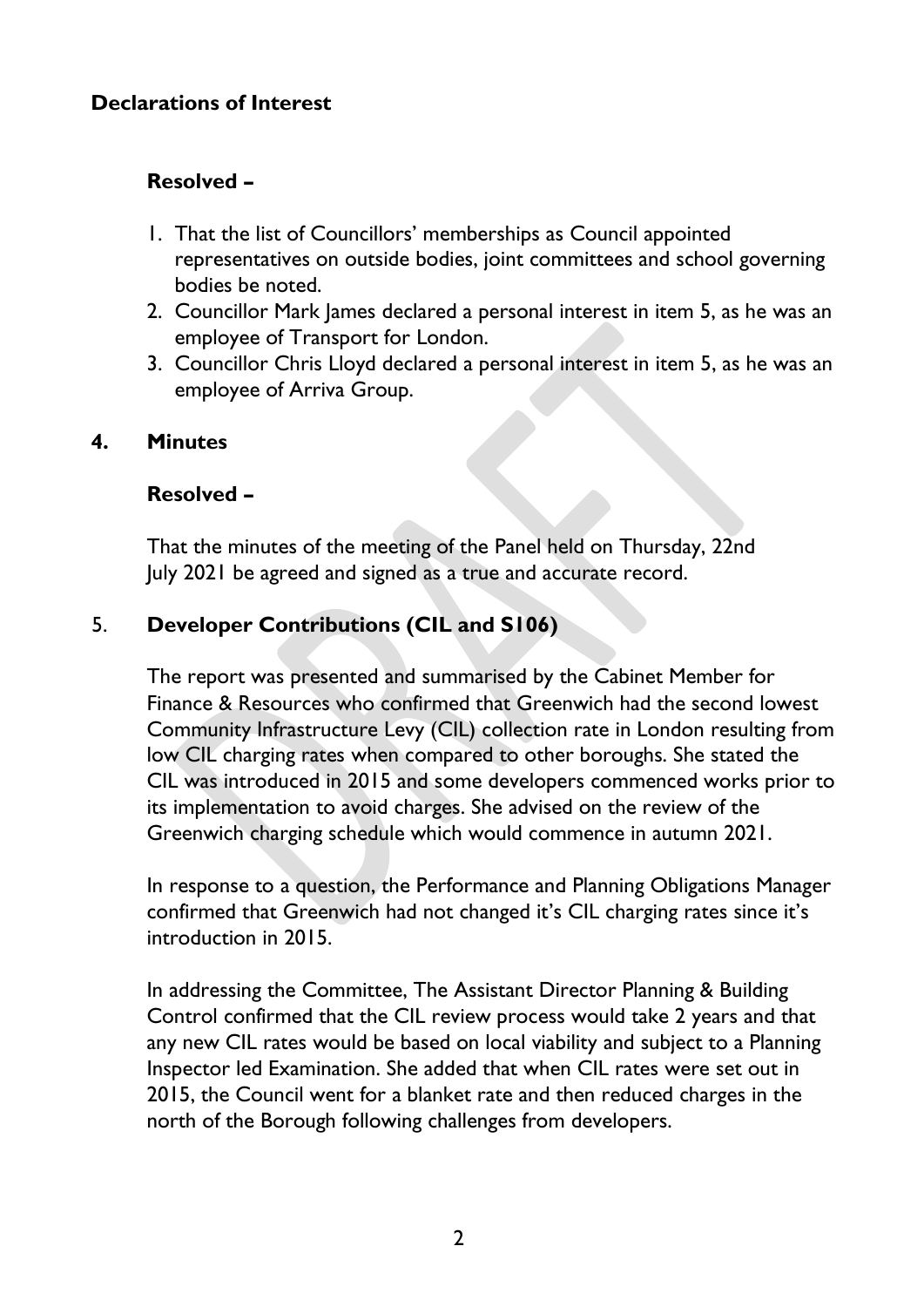**Declarations of Interest**

**Resolved –**

1. That the list of Councillors' memberships as Council appointed representatives on outside bodies, joint committees and school governing bodies be noted.
2. Councillor Mark James declared a personal interest in item 5, as he was an employee of Transport for London.
3. Councillor Chris Lloyd declared a personal interest in item 5, as he was an employee of Arriva Group.

**4. Minutes**

**Resolved –**

That the minutes of the meeting of the Panel held on Thursday, 22nd July 2021 be agreed and signed as a true and accurate record.

5. **Developer Contributions (CIL and S106)**

The report was presented and summarised by the Cabinet Member for Finance & Resources who confirmed that Greenwich had the second lowest Community Infrastructure Levy (CIL) collection rate in London resulting from low CIL charging rates when compared to other boroughs. She stated the CIL was introduced in 2015 and some developers commenced works prior to its implementation to avoid charges. She advised on the review of the Greenwich charging schedule which would commence in autumn 2021.

In response to a question, the Performance and Planning Obligations Manager confirmed that Greenwich had not changed it's CIL charging rates since it's introduction in 2015.

In addressing the Committee, The Assistant Director Planning & Building Control confirmed that the CIL review process would take 2 years and that any new CIL rates would be based on local viability and subject to a Planning Inspector led Examination. She added that when CIL rates were set out in 2015, the Council went for a blanket rate and then reduced charges in the north of the Borough following challenges from developers.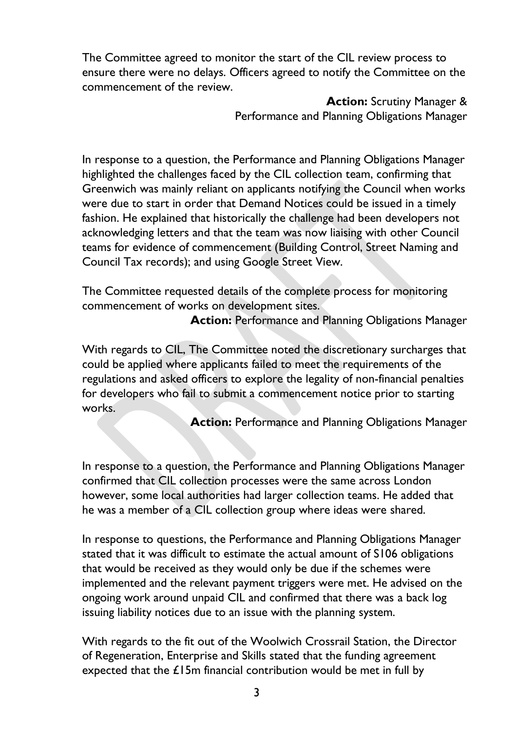The Committee agreed to monitor the start of the CIL review process to ensure there were no delays. Officers agreed to notify the Committee on the commencement of the review.

**Action:** Scrutiny Manager & Performance and Planning Obligations Manager

In response to a question, the Performance and Planning Obligations Manager highlighted the challenges faced by the CIL collection team, confirming that Greenwich was mainly reliant on applicants notifying the Council when works were due to start in order that Demand Notices could be issued in a timely fashion. He explained that historically the challenge had been developers not acknowledging letters and that the team was now liaising with other Council teams for evidence of commencement (Building Control, Street Naming and Council Tax records); and using Google Street View.

The Committee requested details of the complete process for monitoring commencement of works on development sites.

**Action:** Performance and Planning Obligations Manager

With regards to CIL, The Committee noted the discretionary surcharges that could be applied where applicants failed to meet the requirements of the regulations and asked officers to explore the legality of non-financial penalties for developers who fail to submit a commencement notice prior to starting works.

**Action:** Performance and Planning Obligations Manager

In response to a question, the Performance and Planning Obligations Manager confirmed that CIL collection processes were the same across London however, some local authorities had larger collection teams. He added that he was a member of a CIL collection group where ideas were shared.

In response to questions, the Performance and Planning Obligations Manager stated that it was difficult to estimate the actual amount of S106 obligations that would be received as they would only be due if the schemes were implemented and the relevant payment triggers were met. He advised on the ongoing work around unpaid CIL and confirmed that there was a back log issuing liability notices due to an issue with the planning system.

With regards to the fit out of the Woolwich Crossrail Station, the Director of Regeneration, Enterprise and Skills stated that the funding agreement expected that the £15m financial contribution would be met in full by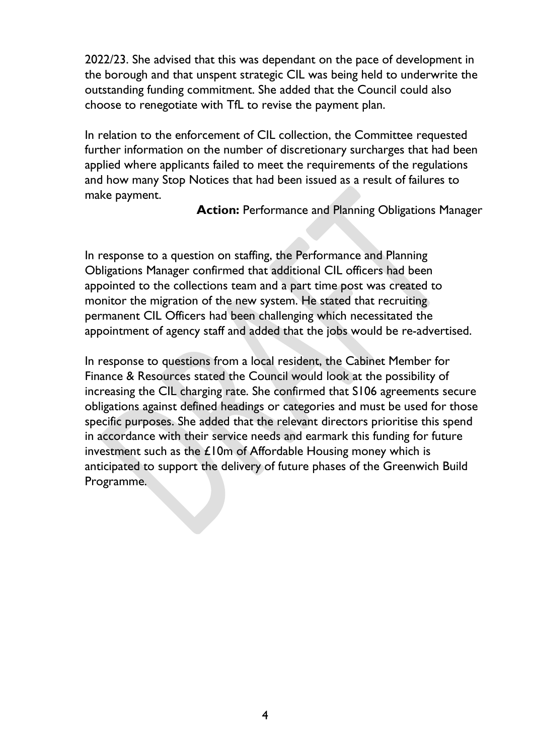2022/23. She advised that this was dependant on the pace of development in the borough and that unspent strategic CIL was being held to underwrite the outstanding funding commitment. She added that the Council could also choose to renegotiate with TfL to revise the payment plan.

In relation to the enforcement of CIL collection, the Committee requested further information on the number of discretionary surcharges that had been applied where applicants failed to meet the requirements of the regulations and how many Stop Notices that had been issued as a result of failures to make payment.

**Action:** Performance and Planning Obligations Manager

In response to a question on staffing, the Performance and Planning Obligations Manager confirmed that additional CIL officers had been appointed to the collections team and a part time post was created to monitor the migration of the new system. He stated that recruiting permanent CIL Officers had been challenging which necessitated the appointment of agency staff and added that the jobs would be re-advertised.

In response to questions from a local resident, the Cabinet Member for Finance & Resources stated the Council would look at the possibility of increasing the CIL charging rate. She confirmed that S106 agreements secure obligations against defined headings or categories and must be used for those specific purposes. She added that the relevant directors prioritise this spend in accordance with their service needs and earmark this funding for future investment such as the £10m of Affordable Housing money which is anticipated to support the delivery of future phases of the Greenwich Build Programme.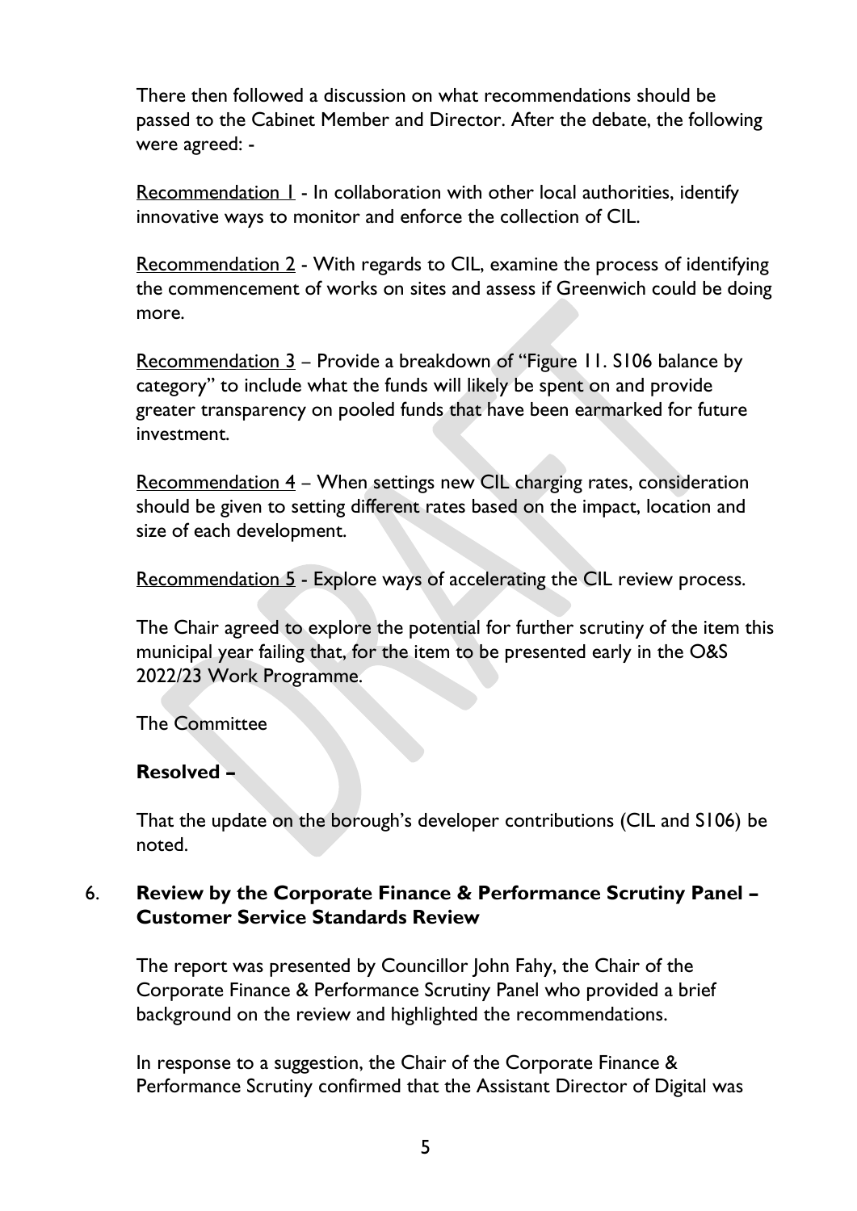There then followed a discussion on what recommendations should be passed to the Cabinet Member and Director. After the debate, the following were agreed: -

Recommendation 1 - In collaboration with other local authorities, identify innovative ways to monitor and enforce the collection of CIL.

Recommendation 2 - With regards to CIL, examine the process of identifying the commencement of works on sites and assess if Greenwich could be doing more.

Recommendation 3 – Provide a breakdown of "Figure 11. S106 balance by category" to include what the funds will likely be spent on and provide greater transparency on pooled funds that have been earmarked for future investment.

Recommendation 4 – When settings new CIL charging rates, consideration should be given to setting different rates based on the impact, location and size of each development.

Recommendation 5 - Explore ways of accelerating the CIL review process.

The Chair agreed to explore the potential for further scrutiny of the item this municipal year failing that, for the item to be presented early in the O&S 2022/23 Work Programme.

The Committee

**Resolved –**

That the update on the borough's developer contributions (CIL and S106) be noted.

## 6. Review by the Corporate Finance & Performance Scrutiny Panel – Customer Service Standards Review

The report was presented by Councillor John Fahy, the Chair of the Corporate Finance & Performance Scrutiny Panel who provided a brief background on the review and highlighted the recommendations.

In response to a suggestion, the Chair of the Corporate Finance & Performance Scrutiny confirmed that the Assistant Director of Digital was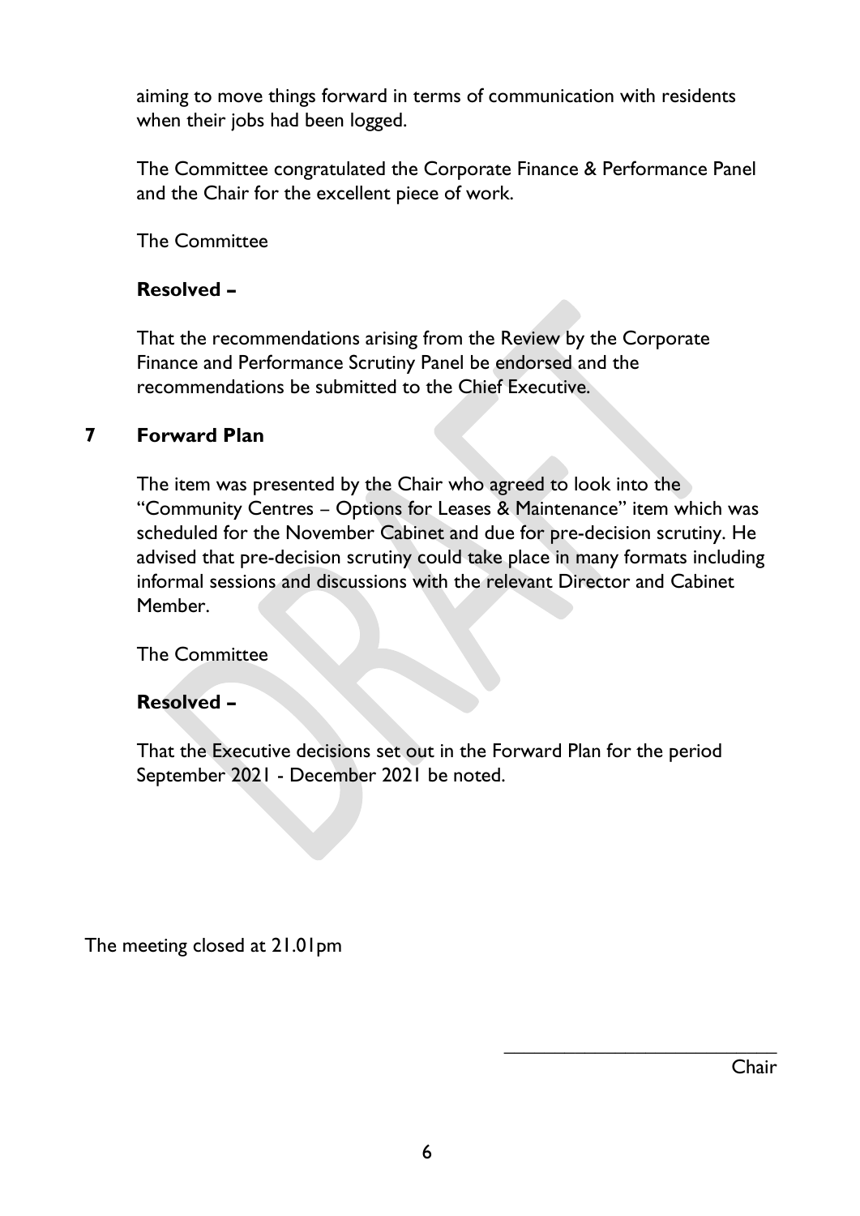aiming to move things forward in terms of communication with residents when their jobs had been logged.

The Committee congratulated the Corporate Finance & Performance Panel and the Chair for the excellent piece of work.

The Committee

**Resolved –**

That the recommendations arising from the Review by the Corporate Finance and Performance Scrutiny Panel be endorsed and the recommendations be submitted to the Chief Executive.

## 7 Forward Plan

The item was presented by the Chair who agreed to look into the "Community Centres – Options for Leases & Maintenance" item which was scheduled for the November Cabinet and due for pre-decision scrutiny. He advised that pre-decision scrutiny could take place in many formats including informal sessions and discussions with the relevant Director and Cabinet Member.

The Committee

**Resolved –**

That the Executive decisions set out in the Forward Plan for the period September 2021 - December 2021 be noted.

The meeting closed at 21.01pm

\_\_\_\_\_\_\_\_\_\_\_\_\_\_\_\_\_\_\_\_\_\_\_\_\_\_

Chair